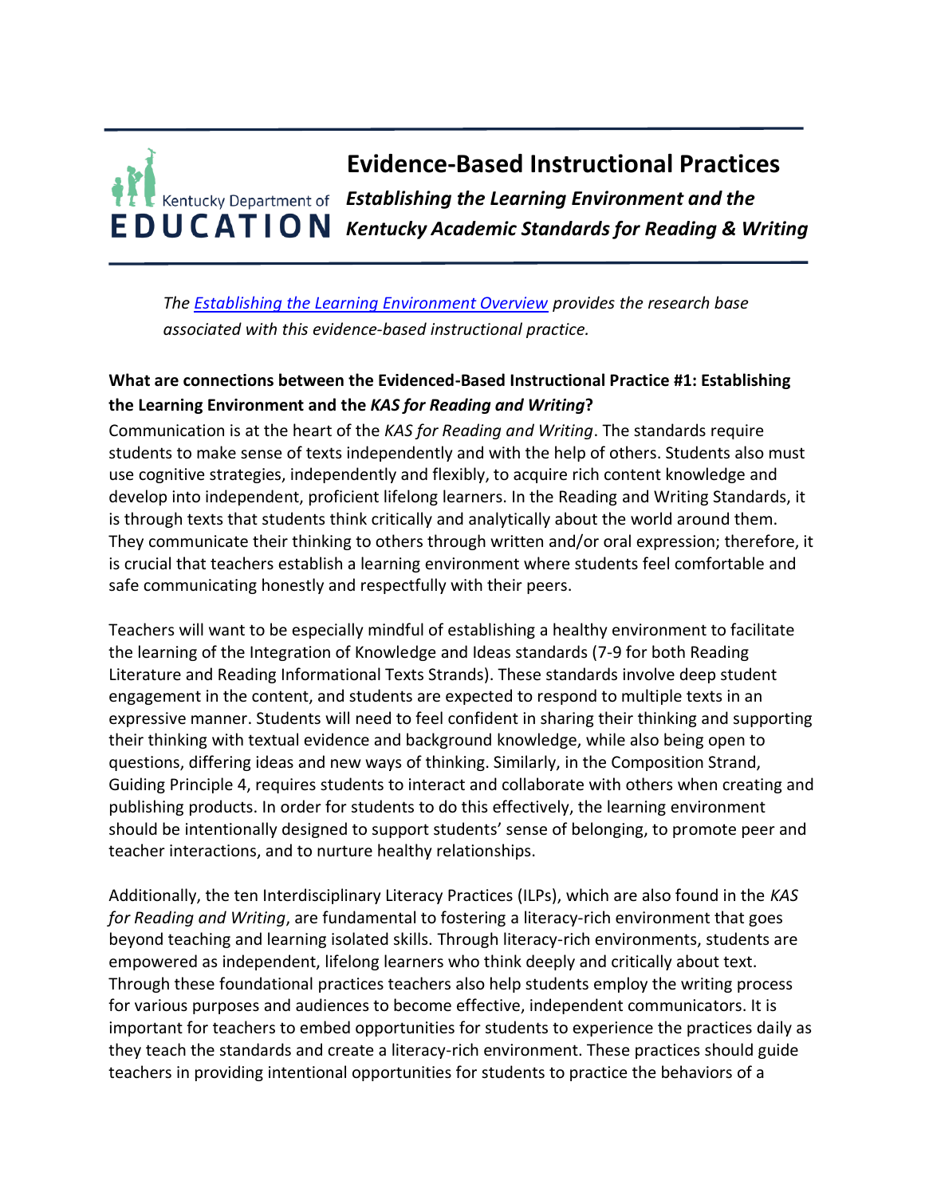# Evidence-Based Instructional Practices

## *Establishing the Learning Environment and the Kentucky Academic Standards for Reading & Writing*

*The [Establishing the Learning Environment Overview]() provides the research base associated with this evidence-based instructional practice.*

**What are connections between the Evidenced-Based Instructional Practice #1: Establishing the Learning Environment and the *KAS for Reading and Writing*?**

Communication is at the heart of the *KAS for Reading and Writing*. The standards require students to make sense of texts independently and with the help of others. Students also must use cognitive strategies, independently and flexibly, to acquire rich content knowledge and develop into independent, proficient lifelong learners. In the Reading and Writing Standards, it is through texts that students think critically and analytically about the world around them. They communicate their thinking to others through written and/or oral expression; therefore, it is crucial that teachers establish a learning environment where students feel comfortable and safe communicating honestly and respectfully with their peers.

Teachers will want to be especially mindful of establishing a healthy environment to facilitate the learning of the Integration of Knowledge and Ideas standards (7-9 for both Reading Literature and Reading Informational Texts Strands). These standards involve deep student engagement in the content, and students are expected to respond to multiple texts in an expressive manner. Students will need to feel confident in sharing their thinking and supporting their thinking with textual evidence and background knowledge, while also being open to questions, differing ideas and new ways of thinking. Similarly, in the Composition Strand, Guiding Principle 4, requires students to interact and collaborate with others when creating and publishing products. In order for students to do this effectively, the learning environment should be intentionally designed to support students' sense of belonging, to promote peer and teacher interactions, and to nurture healthy relationships.

Additionally, the ten Interdisciplinary Literacy Practices (ILPs), which are also found in the *KAS for Reading and Writing*, are fundamental to fostering a literacy-rich environment that goes beyond teaching and learning isolated skills. Through literacy-rich environments, students are empowered as independent, lifelong learners who think deeply and critically about text. Through these foundational practices teachers also help students employ the writing process for various purposes and audiences to become effective, independent communicators. It is important for teachers to embed opportunities for students to experience the practices daily as they teach the standards and create a literacy-rich environment. These practices should guide teachers in providing intentional opportunities for students to practice the behaviors of a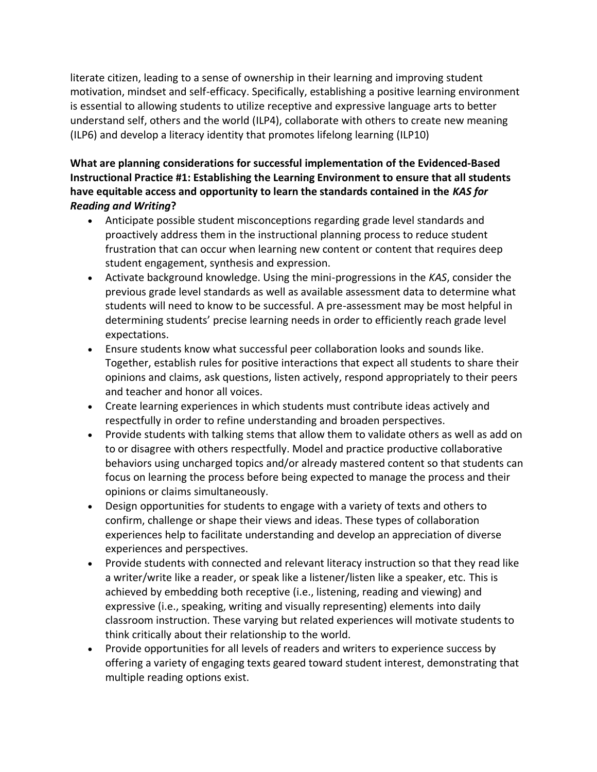literate citizen, leading to a sense of ownership in their learning and improving student motivation, mindset and self-efficacy. Specifically, establishing a positive learning environment is essential to allowing students to utilize receptive and expressive language arts to better understand self, others and the world (ILP4), collaborate with others to create new meaning (ILP6) and develop a literacy identity that promotes lifelong learning (ILP10)

**What are planning considerations for successful implementation of the Evidenced-Based Instructional Practice #1: Establishing the Learning Environment to ensure that all students have equitable access and opportunity to learn the standards contained in the *KAS for Reading and Writing*?**

- Anticipate possible student misconceptions regarding grade level standards and proactively address them in the instructional planning process to reduce student frustration that can occur when learning new content or content that requires deep student engagement, synthesis and expression.
- Activate background knowledge. Using the mini-progressions in the *KAS*, consider the previous grade level standards as well as available assessment data to determine what students will need to know to be successful. A pre-assessment may be most helpful in determining students' precise learning needs in order to efficiently reach grade level expectations.
- Ensure students know what successful peer collaboration looks and sounds like. Together, establish rules for positive interactions that expect all students to share their opinions and claims, ask questions, listen actively, respond appropriately to their peers and teacher and honor all voices.
- Create learning experiences in which students must contribute ideas actively and respectfully in order to refine understanding and broaden perspectives.
- Provide students with talking stems that allow them to validate others as well as add on to or disagree with others respectfully. Model and practice productive collaborative behaviors using uncharged topics and/or already mastered content so that students can focus on learning the process before being expected to manage the process and their opinions or claims simultaneously.
- Design opportunities for students to engage with a variety of texts and others to confirm, challenge or shape their views and ideas. These types of collaboration experiences help to facilitate understanding and develop an appreciation of diverse experiences and perspectives.
- Provide students with connected and relevant literacy instruction so that they read like a writer/write like a reader, or speak like a listener/listen like a speaker, etc. This is achieved by embedding both receptive (i.e., listening, reading and viewing) and expressive (i.e., speaking, writing and visually representing) elements into daily classroom instruction. These varying but related experiences will motivate students to think critically about their relationship to the world.
- Provide opportunities for all levels of readers and writers to experience success by offering a variety of engaging texts geared toward student interest, demonstrating that multiple reading options exist.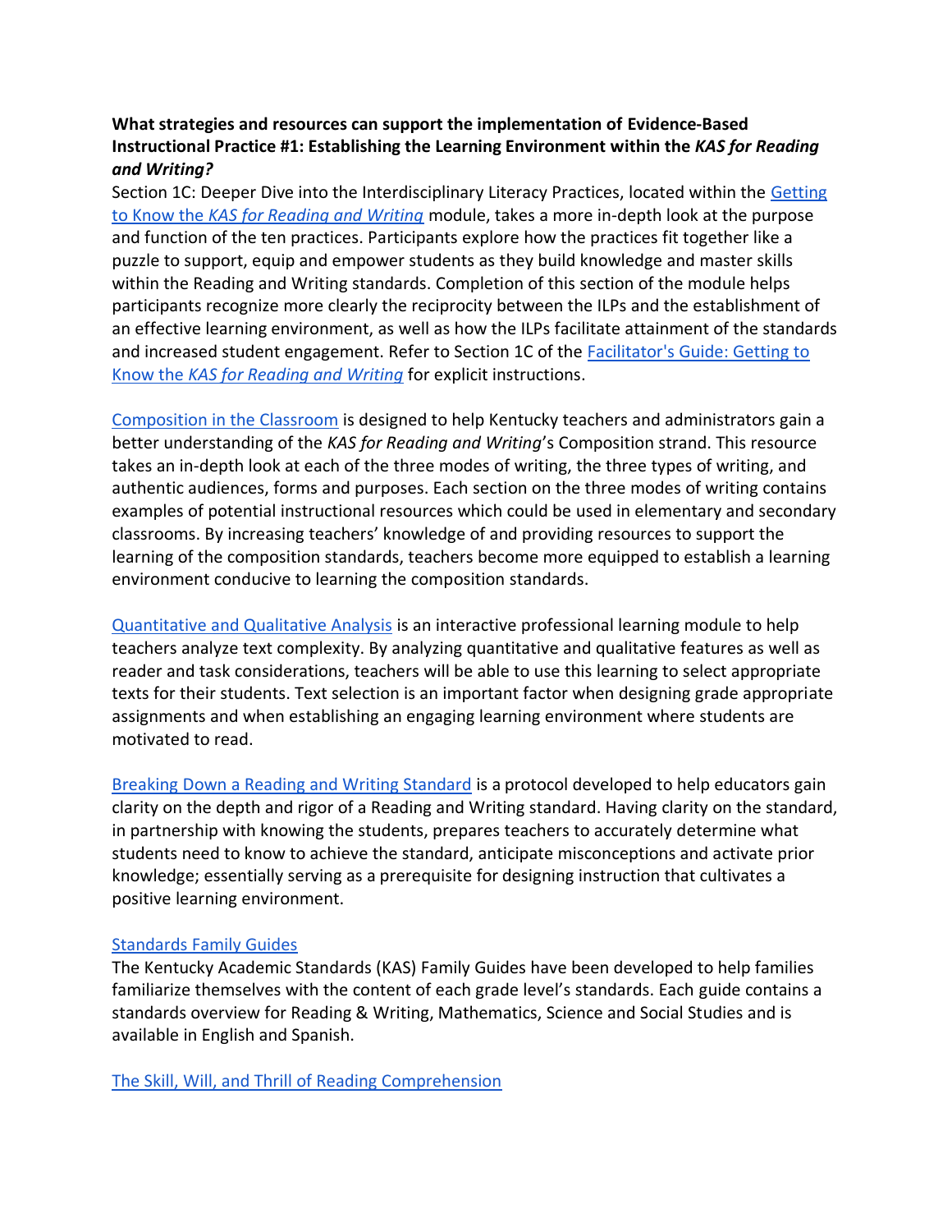**What strategies and resources can support the implementation of Evidence-Based Instructional Practice #1: Establishing the Learning Environment within the *KAS for Reading and Writing?***

Section 1C: Deeper Dive into the Interdisciplinary Literacy Practices, located within the Getting to Know the *KAS for Reading and Writing* module, takes a more in-depth look at the purpose and function of the ten practices. Participants explore how the practices fit together like a puzzle to support, equip and empower students as they build knowledge and master skills within the Reading and Writing standards. Completion of this section of the module helps participants recognize more clearly the reciprocity between the ILPs and the establishment of an effective learning environment, as well as how the ILPs facilitate attainment of the standards and increased student engagement. Refer to Section 1C of the Facilitator's Guide: Getting to Know the *KAS for Reading and Writing* for explicit instructions.

Composition in the Classroom is designed to help Kentucky teachers and administrators gain a better understanding of the *KAS for Reading and Writing*'s Composition strand. This resource takes an in-depth look at each of the three modes of writing, the three types of writing, and authentic audiences, forms and purposes. Each section on the three modes of writing contains examples of potential instructional resources which could be used in elementary and secondary classrooms. By increasing teachers' knowledge of and providing resources to support the learning of the composition standards, teachers become more equipped to establish a learning environment conducive to learning the composition standards.

Quantitative and Qualitative Analysis is an interactive professional learning module to help teachers analyze text complexity. By analyzing quantitative and qualitative features as well as reader and task considerations, teachers will be able to use this learning to select appropriate texts for their students. Text selection is an important factor when designing grade appropriate assignments and when establishing an engaging learning environment where students are motivated to read.

Breaking Down a Reading and Writing Standard is a protocol developed to help educators gain clarity on the depth and rigor of a Reading and Writing standard. Having clarity on the standard, in partnership with knowing the students, prepares teachers to accurately determine what students need to know to achieve the standard, anticipate misconceptions and activate prior knowledge; essentially serving as a prerequisite for designing instruction that cultivates a positive learning environment.

Standards Family Guides

The Kentucky Academic Standards (KAS) Family Guides have been developed to help families familiarize themselves with the content of each grade level's standards. Each guide contains a standards overview for Reading & Writing, Mathematics, Science and Social Studies and is available in English and Spanish.

The Skill, Will, and Thrill of Reading Comprehension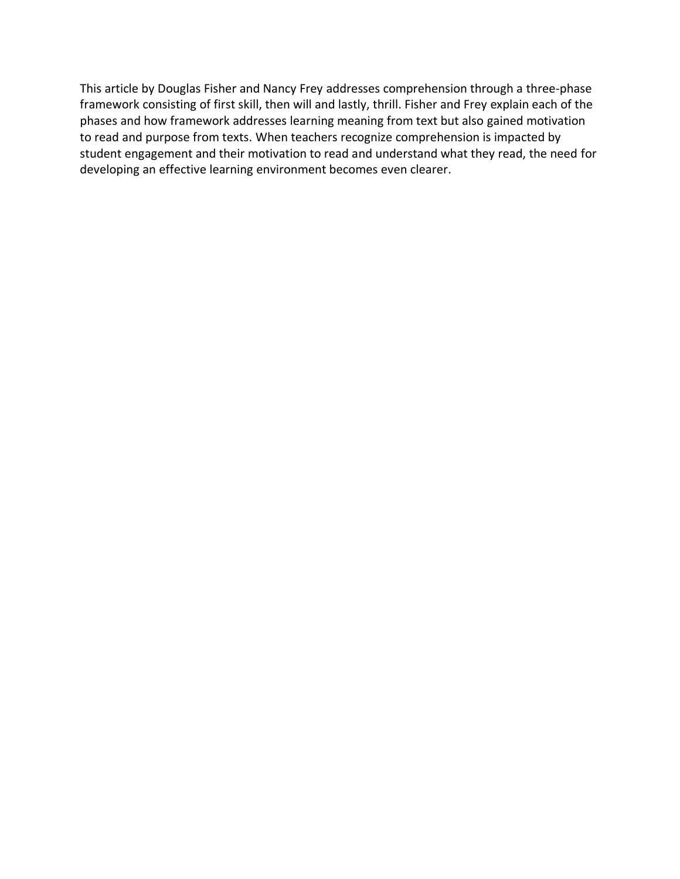This article by Douglas Fisher and Nancy Frey addresses comprehension through a three-phase framework consisting of first skill, then will and lastly, thrill. Fisher and Frey explain each of the phases and how framework addresses learning meaning from text but also gained motivation to read and purpose from texts. When teachers recognize comprehension is impacted by student engagement and their motivation to read and understand what they read, the need for developing an effective learning environment becomes even clearer.